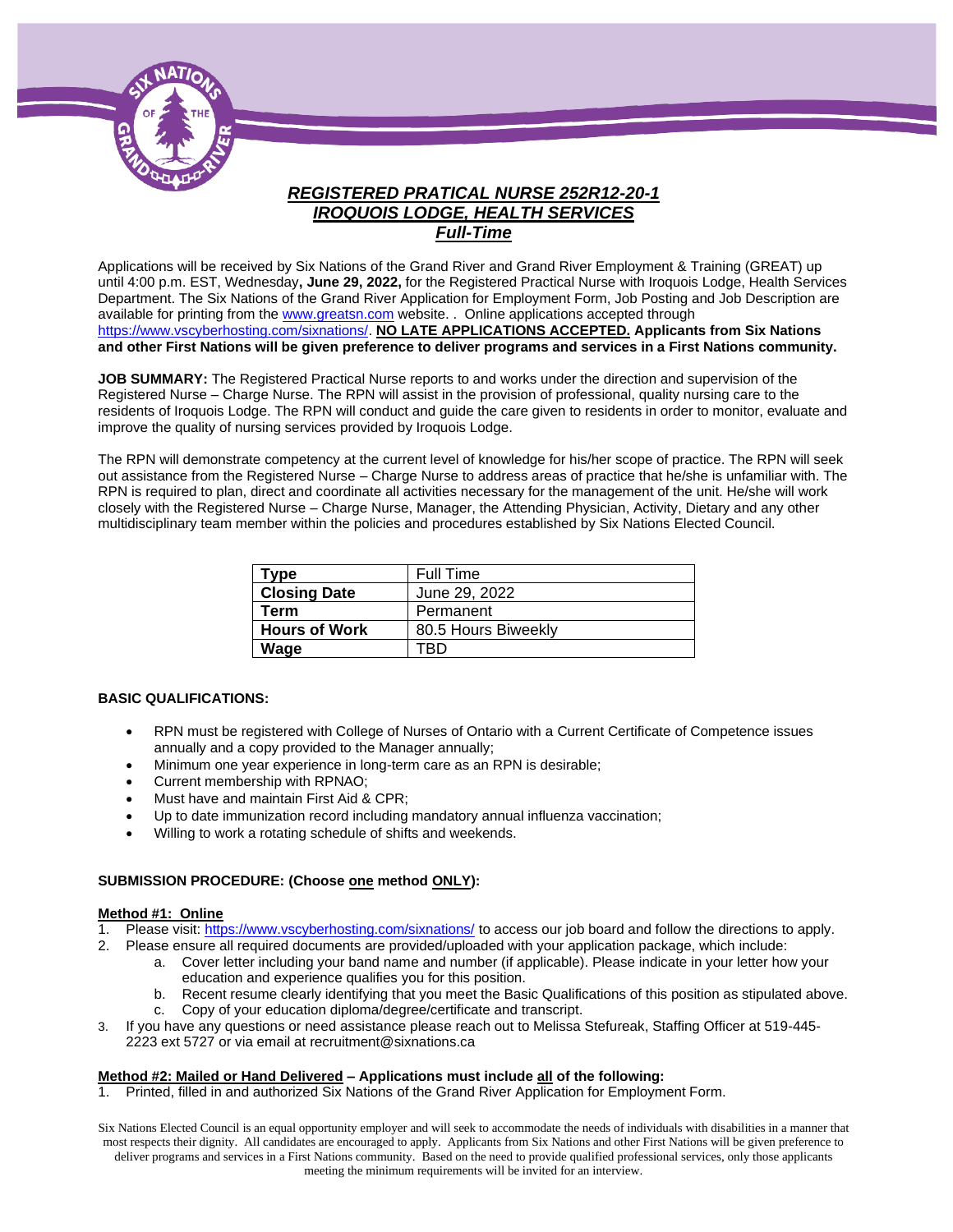# *REGISTERED PRATICAL NURSE 252R12-20-1*
# *IROQUOIS LODGE, HEALTH SERVICES*
## *Full-Time*

Applications will be received by Six Nations of the Grand River and Grand River Employment & Training (GREAT) up until 4:00 p.m. EST, Wednesday**, June 29, 2022,** for the Registered Practical Nurse with Iroquois Lodge, Health Services Department. The Six Nations of the Grand River Application for Employment Form, Job Posting and Job Description are available for printing from the www.greatsn.com website. . Online applications accepted through https://www.vscyberhosting.com/sixnations/. **NO LATE APPLICATIONS ACCEPTED. Applicants from Six Nations and other First Nations will be given preference to deliver programs and services in a First Nations community.**

**JOB SUMMARY:** The Registered Practical Nurse reports to and works under the direction and supervision of the Registered Nurse – Charge Nurse. The RPN will assist in the provision of professional, quality nursing care to the residents of Iroquois Lodge. The RPN will conduct and guide the care given to residents in order to monitor, evaluate and improve the quality of nursing services provided by Iroquois Lodge.

The RPN will demonstrate competency at the current level of knowledge for his/her scope of practice. The RPN will seek out assistance from the Registered Nurse – Charge Nurse to address areas of practice that he/she is unfamiliar with. The RPN is required to plan, direct and coordinate all activities necessary for the management of the unit. He/she will work closely with the Registered Nurse – Charge Nurse, Manager, the Attending Physician, Activity, Dietary and any other multidisciplinary team member within the policies and procedures established by Six Nations Elected Council.

| **Type** | Full Time |
|---|---|
| **Closing Date** | June 29, 2022 |
| **Term** | Permanent |
| **Hours of Work** | 80.5 Hours Biweekly |
| **Wage** | TBD |

**BASIC QUALIFICATIONS:**

- RPN must be registered with College of Nurses of Ontario with a Current Certificate of Competence issues annually and a copy provided to the Manager annually;
- Minimum one year experience in long-term care as an RPN is desirable;
- Current membership with RPNAO;
- Must have and maintain First Aid & CPR;
- Up to date immunization record including mandatory annual influenza vaccination;
- Willing to work a rotating schedule of shifts and weekends.

**SUBMISSION PROCEDURE: (Choose one method ONLY):**

**Method #1: Online**

1. Please visit: https://www.vscyberhosting.com/sixnations/ to access our job board and follow the directions to apply.
2. Please ensure all required documents are provided/uploaded with your application package, which include:
   a. Cover letter including your band name and number (if applicable). Please indicate in your letter how your education and experience qualifies you for this position.
   b. Recent resume clearly identifying that you meet the Basic Qualifications of this position as stipulated above.
   c. Copy of your education diploma/degree/certificate and transcript.
3. If you have any questions or need assistance please reach out to Melissa Stefureak, Staffing Officer at 519-445-2223 ext 5727 or via email at recruitment@sixnations.ca

**Method #2: Mailed or Hand Delivered – Applications must include all of the following:**

1. Printed, filled in and authorized Six Nations of the Grand River Application for Employment Form.

Six Nations Elected Council is an equal opportunity employer and will seek to accommodate the needs of individuals with disabilities in a manner that most respects their dignity. All candidates are encouraged to apply. Applicants from Six Nations and other First Nations will be given preference to deliver programs and services in a First Nations community. Based on the need to provide qualified professional services, only those applicants meeting the minimum requirements will be invited for an interview.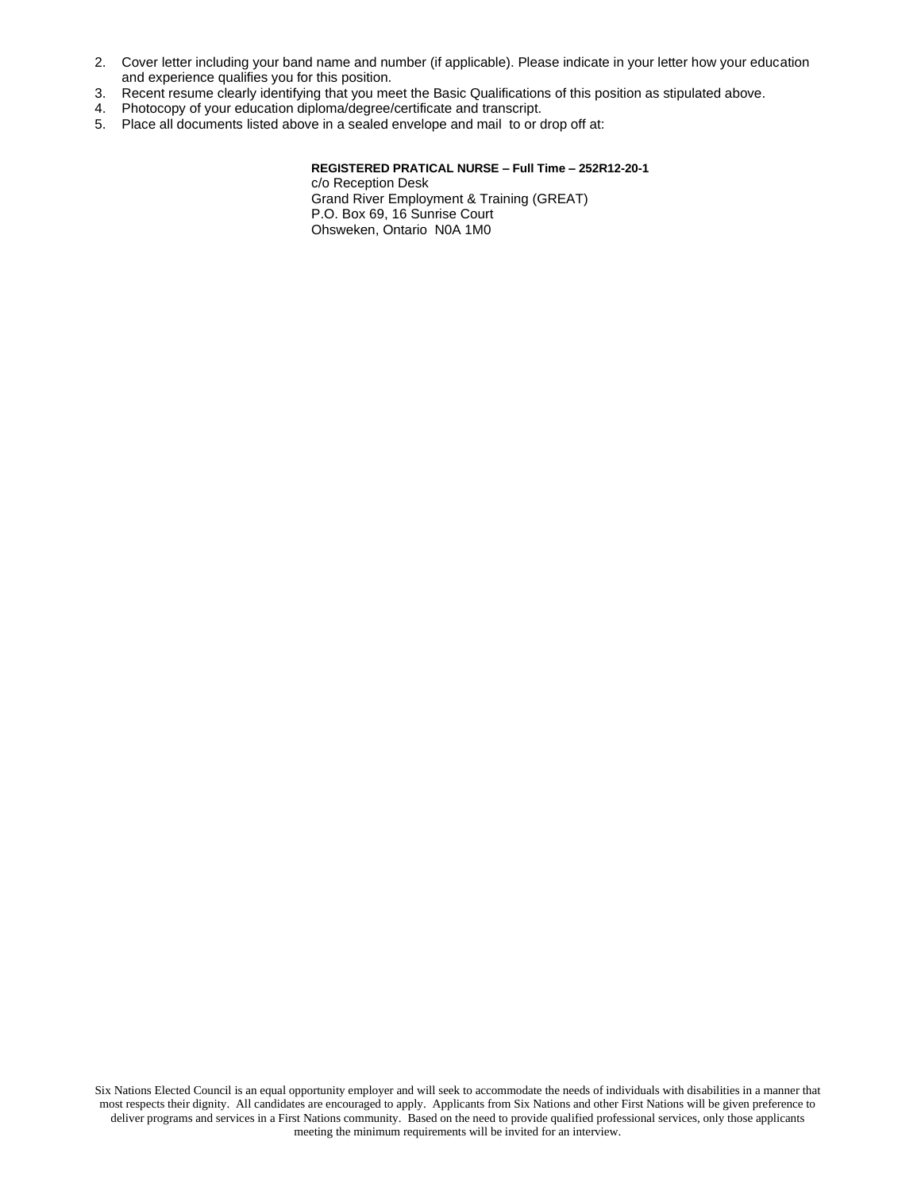2. Cover letter including your band name and number (if applicable). Please indicate in your letter how your education and experience qualifies you for this position.
3. Recent resume clearly identifying that you meet the Basic Qualifications of this position as stipulated above.
4. Photocopy of your education diploma/degree/certificate and transcript.
5. Place all documents listed above in a sealed envelope and mail to or drop off at:

**REGISTERED PRATICAL NURSE – Full Time – 252R12-20-1**
c/o Reception Desk
Grand River Employment & Training (GREAT)
P.O. Box 69, 16 Sunrise Court
Ohsweken, Ontario N0A 1M0

Six Nations Elected Council is an equal opportunity employer and will seek to accommodate the needs of individuals with disabilities in a manner that most respects their dignity. All candidates are encouraged to apply. Applicants from Six Nations and other First Nations will be given preference to deliver programs and services in a First Nations community. Based on the need to provide qualified professional services, only those applicants meeting the minimum requirements will be invited for an interview.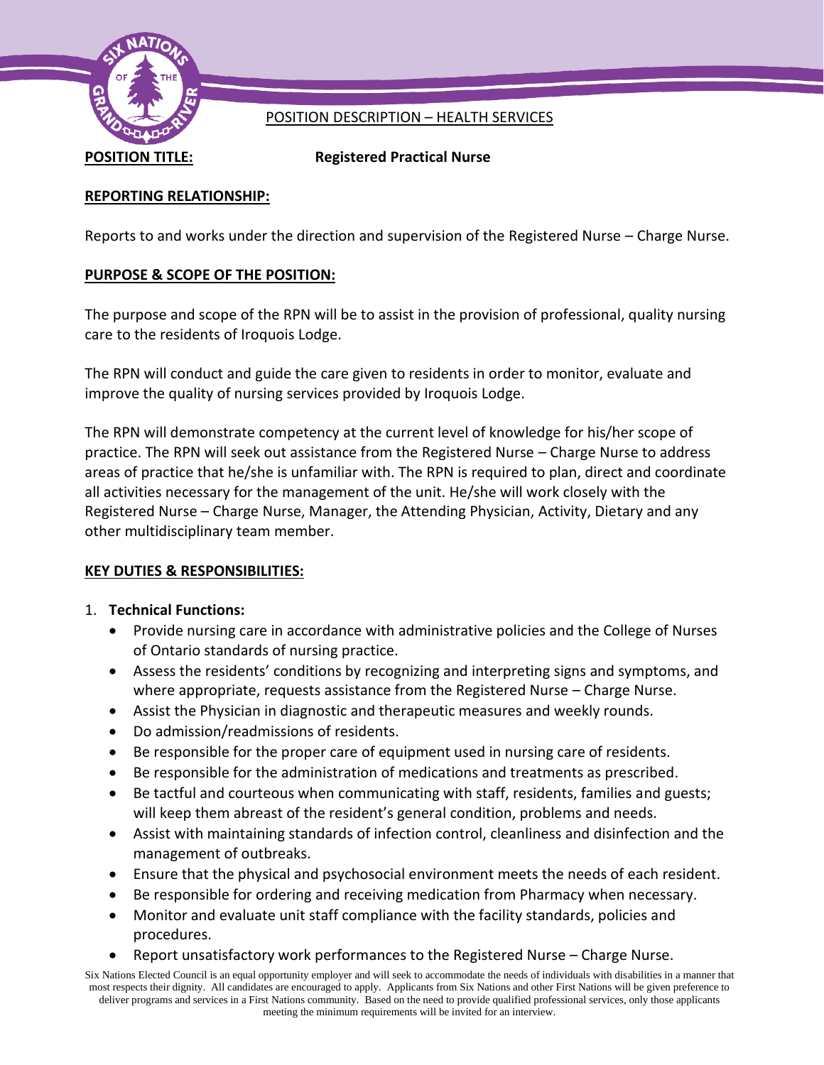POSITION DESCRIPTION – HEALTH SERVICES

**POSITION TITLE:** **Registered Practical Nurse**

## REPORTING RELATIONSHIP:

Reports to and works under the direction and supervision of the Registered Nurse – Charge Nurse.

## PURPOSE & SCOPE OF THE POSITION:

The purpose and scope of the RPN will be to assist in the provision of professional, quality nursing care to the residents of Iroquois Lodge.

The RPN will conduct and guide the care given to residents in order to monitor, evaluate and improve the quality of nursing services provided by Iroquois Lodge.

The RPN will demonstrate competency at the current level of knowledge for his/her scope of practice. The RPN will seek out assistance from the Registered Nurse – Charge Nurse to address areas of practice that he/she is unfamiliar with. The RPN is required to plan, direct and coordinate all activities necessary for the management of the unit. He/she will work closely with the Registered Nurse – Charge Nurse, Manager, the Attending Physician, Activity, Dietary and any other multidisciplinary team member.

## KEY DUTIES & RESPONSIBILITIES:

1. **Technical Functions:**
   - Provide nursing care in accordance with administrative policies and the College of Nurses of Ontario standards of nursing practice.
   - Assess the residents' conditions by recognizing and interpreting signs and symptoms, and where appropriate, requests assistance from the Registered Nurse – Charge Nurse.
   - Assist the Physician in diagnostic and therapeutic measures and weekly rounds.
   - Do admission/readmissions of residents.
   - Be responsible for the proper care of equipment used in nursing care of residents.
   - Be responsible for the administration of medications and treatments as prescribed.
   - Be tactful and courteous when communicating with staff, residents, families and guests; will keep them abreast of the resident's general condition, problems and needs.
   - Assist with maintaining standards of infection control, cleanliness and disinfection and the management of outbreaks.
   - Ensure that the physical and psychosocial environment meets the needs of each resident.
   - Be responsible for ordering and receiving medication from Pharmacy when necessary.
   - Monitor and evaluate unit staff compliance with the facility standards, policies and procedures.
   - Report unsatisfactory work performances to the Registered Nurse – Charge Nurse.

Six Nations Elected Council is an equal opportunity employer and will seek to accommodate the needs of individuals with disabilities in a manner that most respects their dignity. All candidates are encouraged to apply. Applicants from Six Nations and other First Nations will be given preference to deliver programs and services in a First Nations community. Based on the need to provide qualified professional services, only those applicants meeting the minimum requirements will be invited for an interview.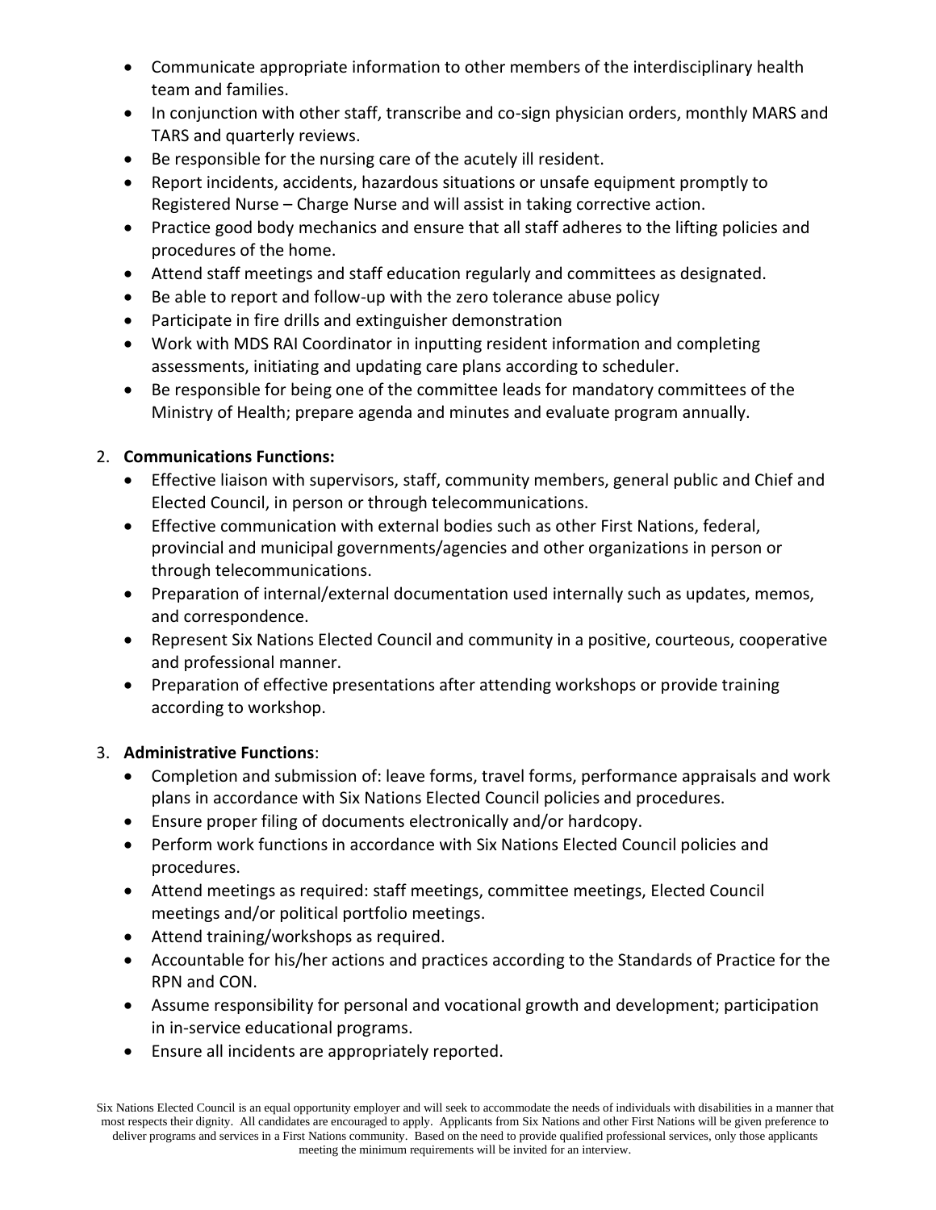- Communicate appropriate information to other members of the interdisciplinary health team and families.
- In conjunction with other staff, transcribe and co-sign physician orders, monthly MARS and TARS and quarterly reviews.
- Be responsible for the nursing care of the acutely ill resident.
- Report incidents, accidents, hazardous situations or unsafe equipment promptly to Registered Nurse – Charge Nurse and will assist in taking corrective action.
- Practice good body mechanics and ensure that all staff adheres to the lifting policies and procedures of the home.
- Attend staff meetings and staff education regularly and committees as designated.
- Be able to report and follow-up with the zero tolerance abuse policy
- Participate in fire drills and extinguisher demonstration
- Work with MDS RAI Coordinator in inputting resident information and completing assessments, initiating and updating care plans according to scheduler.
- Be responsible for being one of the committee leads for mandatory committees of the Ministry of Health; prepare agenda and minutes and evaluate program annually.

2. **Communications Functions:**
   - Effective liaison with supervisors, staff, community members, general public and Chief and Elected Council, in person or through telecommunications.
   - Effective communication with external bodies such as other First Nations, federal, provincial and municipal governments/agencies and other organizations in person or through telecommunications.
   - Preparation of internal/external documentation used internally such as updates, memos, and correspondence.
   - Represent Six Nations Elected Council and community in a positive, courteous, cooperative and professional manner.
   - Preparation of effective presentations after attending workshops or provide training according to workshop.

3. **Administrative Functions**:
   - Completion and submission of: leave forms, travel forms, performance appraisals and work plans in accordance with Six Nations Elected Council policies and procedures.
   - Ensure proper filing of documents electronically and/or hardcopy.
   - Perform work functions in accordance with Six Nations Elected Council policies and procedures.
   - Attend meetings as required: staff meetings, committee meetings, Elected Council meetings and/or political portfolio meetings.
   - Attend training/workshops as required.
   - Accountable for his/her actions and practices according to the Standards of Practice for the RPN and CON.
   - Assume responsibility for personal and vocational growth and development; participation in in-service educational programs.
   - Ensure all incidents are appropriately reported.

Six Nations Elected Council is an equal opportunity employer and will seek to accommodate the needs of individuals with disabilities in a manner that most respects their dignity. All candidates are encouraged to apply. Applicants from Six Nations and other First Nations will be given preference to deliver programs and services in a First Nations community. Based on the need to provide qualified professional services, only those applicants meeting the minimum requirements will be invited for an interview.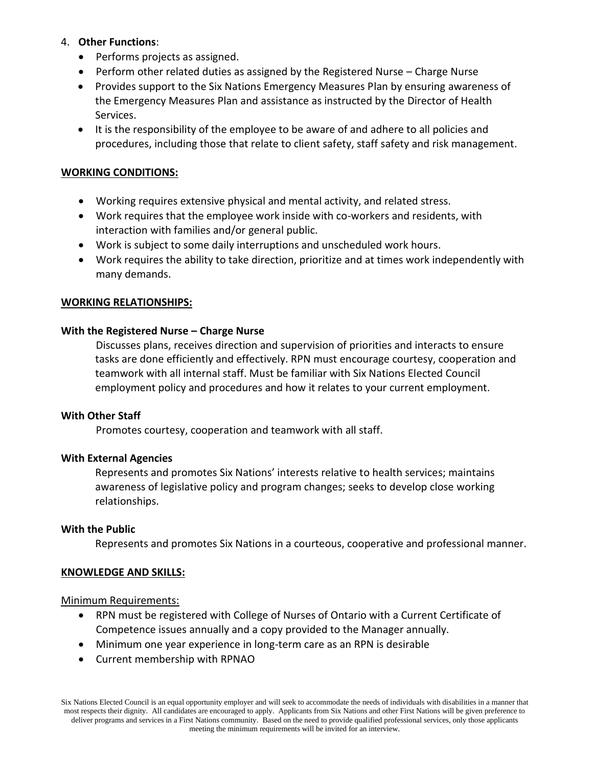4. **Other Functions**:
    - Performs projects as assigned.
    - Perform other related duties as assigned by the Registered Nurse – Charge Nurse
    - Provides support to the Six Nations Emergency Measures Plan by ensuring awareness of the Emergency Measures Plan and assistance as instructed by the Director of Health Services.
    - It is the responsibility of the employee to be aware of and adhere to all policies and procedures, including those that relate to client safety, staff safety and risk management.

**WORKING CONDITIONS:**

- Working requires extensive physical and mental activity, and related stress.
- Work requires that the employee work inside with co-workers and residents, with interaction with families and/or general public.
- Work is subject to some daily interruptions and unscheduled work hours.
- Work requires the ability to take direction, prioritize and at times work independently with many demands.

**WORKING RELATIONSHIPS:**

**With the Registered Nurse – Charge Nurse**

Discusses plans, receives direction and supervision of priorities and interacts to ensure tasks are done efficiently and effectively. RPN must encourage courtesy, cooperation and teamwork with all internal staff. Must be familiar with Six Nations Elected Council employment policy and procedures and how it relates to your current employment.

**With Other Staff**

Promotes courtesy, cooperation and teamwork with all staff.

**With External Agencies**

Represents and promotes Six Nations' interests relative to health services; maintains awareness of legislative policy and program changes; seeks to develop close working relationships.

**With the Public**

Represents and promotes Six Nations in a courteous, cooperative and professional manner.

**KNOWLEDGE AND SKILLS:**

Minimum Requirements:

- RPN must be registered with College of Nurses of Ontario with a Current Certificate of Competence issues annually and a copy provided to the Manager annually.
- Minimum one year experience in long-term care as an RPN is desirable
- Current membership with RPNAO

Six Nations Elected Council is an equal opportunity employer and will seek to accommodate the needs of individuals with disabilities in a manner that most respects their dignity. All candidates are encouraged to apply. Applicants from Six Nations and other First Nations will be given preference to deliver programs and services in a First Nations community. Based on the need to provide qualified professional services, only those applicants meeting the minimum requirements will be invited for an interview.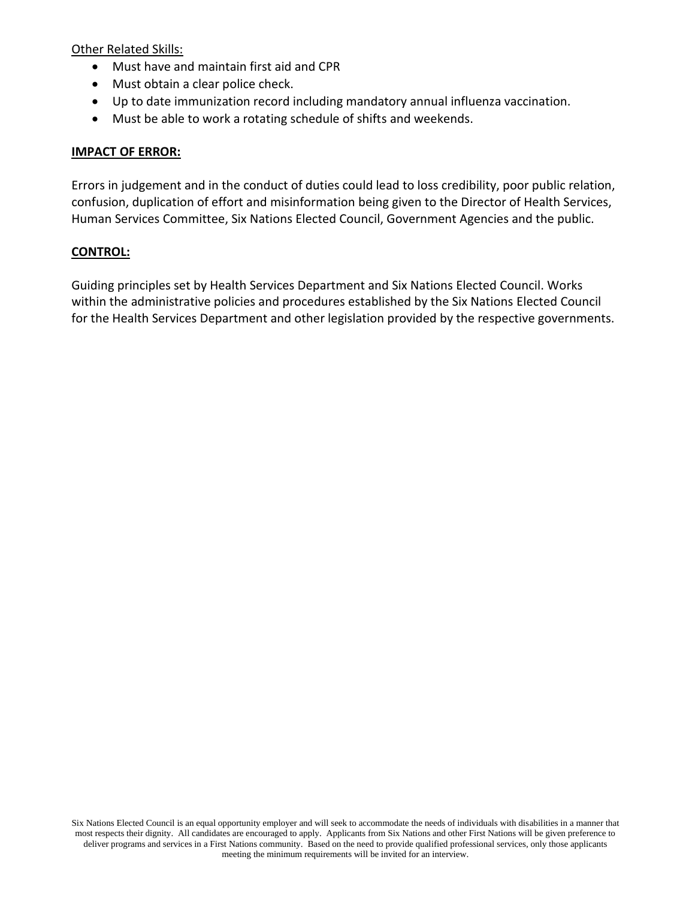Other Related Skills:

- Must have and maintain first aid and CPR
- Must obtain a clear police check.
- Up to date immunization record including mandatory annual influenza vaccination.
- Must be able to work a rotating schedule of shifts and weekends.

**IMPACT OF ERROR:**

Errors in judgement and in the conduct of duties could lead to loss credibility, poor public relation, confusion, duplication of effort and misinformation being given to the Director of Health Services, Human Services Committee, Six Nations Elected Council, Government Agencies and the public.

**CONTROL:**

Guiding principles set by Health Services Department and Six Nations Elected Council. Works within the administrative policies and procedures established by the Six Nations Elected Council for the Health Services Department and other legislation provided by the respective governments.

Six Nations Elected Council is an equal opportunity employer and will seek to accommodate the needs of individuals with disabilities in a manner that most respects their dignity. All candidates are encouraged to apply. Applicants from Six Nations and other First Nations will be given preference to deliver programs and services in a First Nations community. Based on the need to provide qualified professional services, only those applicants meeting the minimum requirements will be invited for an interview.